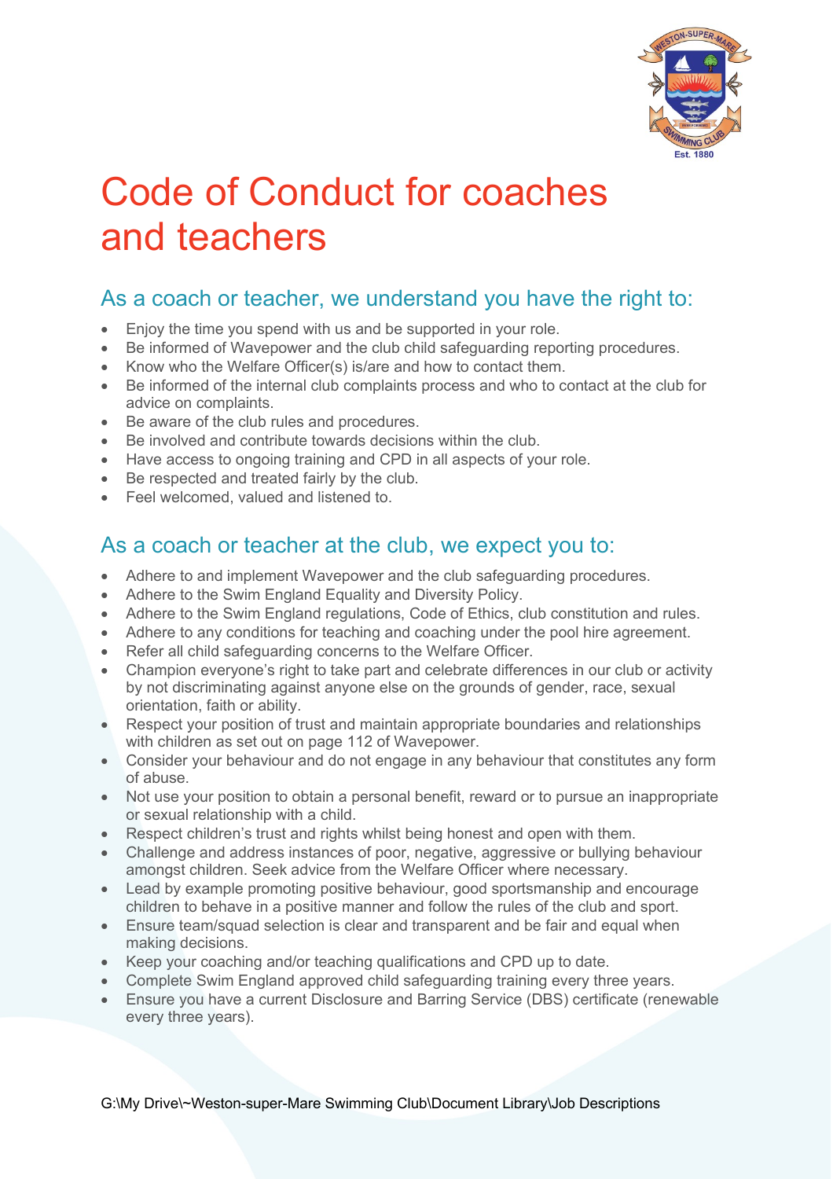# Code of Conduct for coaches and teachers

## As a coach or teacher, we understand you have the right to:

- Enjoy the time you spend with us and be supported in your role.
- Be informed of Wavepower and the club child safeguarding reporting procedures.
- Know who the Welfare Officer(s) is/are and how to contact them.
- Be informed of the internal club complaints process and who to contact at the club for advice on complaints.
- Be aware of the club rules and procedures.
- Be involved and contribute towards decisions within the club.
- Have access to ongoing training and CPD in all aspects of your role.
- Be respected and treated fairly by the club.
- Feel welcomed, valued and listened to.

## As a coach or teacher at the club, we expect you to:

- Adhere to and implement Wavepower and the club safeguarding procedures.
- Adhere to the Swim England Equality and Diversity Policy.
- Adhere to the Swim England regulations, Code of Ethics, club constitution and rules.
- Adhere to any conditions for teaching and coaching under the pool hire agreement.
- Refer all child safeguarding concerns to the Welfare Officer.
- Champion everyone's right to take part and celebrate differences in our club or activity by not discriminating against anyone else on the grounds of gender, race, sexual orientation, faith or ability.
- Respect your position of trust and maintain appropriate boundaries and relationships with children as set out on page 112 of Wavepower.
- Consider your behaviour and do not engage in any behaviour that constitutes any form of abuse.
- Not use your position to obtain a personal benefit, reward or to pursue an inappropriate or sexual relationship with a child.
- Respect children's trust and rights whilst being honest and open with them.
- Challenge and address instances of poor, negative, aggressive or bullying behaviour amongst children. Seek advice from the Welfare Officer where necessary.
- Lead by example promoting positive behaviour, good sportsmanship and encourage children to behave in a positive manner and follow the rules of the club and sport.
- Ensure team/squad selection is clear and transparent and be fair and equal when making decisions.
- Keep your coaching and/or teaching qualifications and CPD up to date.
- Complete Swim England approved child safeguarding training every three years.
- Ensure you have a current Disclosure and Barring Service (DBS) certificate (renewable every three years).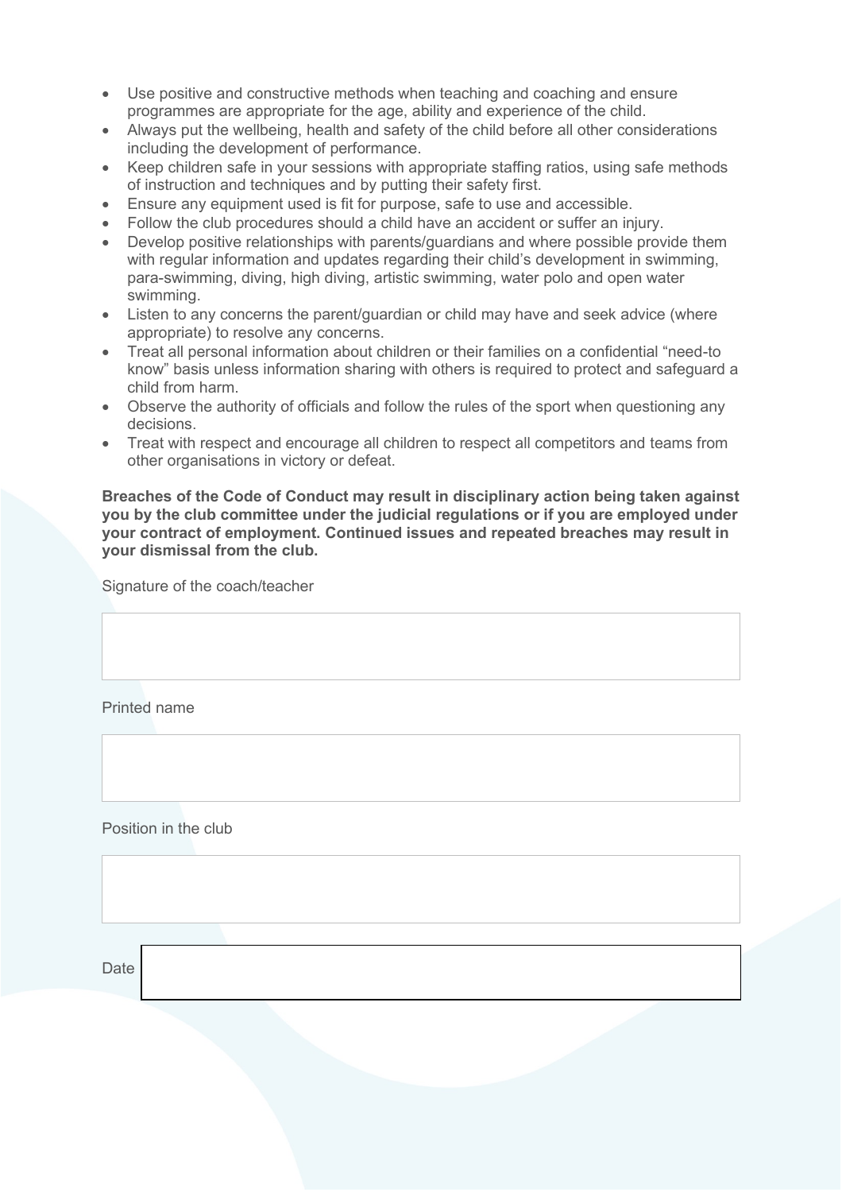- Use positive and constructive methods when teaching and coaching and ensure programmes are appropriate for the age, ability and experience of the child.
- Always put the wellbeing, health and safety of the child before all other considerations including the development of performance.
- Keep children safe in your sessions with appropriate staffing ratios, using safe methods of instruction and techniques and by putting their safety first.
- Ensure any equipment used is fit for purpose, safe to use and accessible.
- Follow the club procedures should a child have an accident or suffer an injury.
- Develop positive relationships with parents/guardians and where possible provide them with regular information and updates regarding their child's development in swimming, para-swimming, diving, high diving, artistic swimming, water polo and open water swimming.
- Listen to any concerns the parent/guardian or child may have and seek advice (where appropriate) to resolve any concerns.
- Treat all personal information about children or their families on a confidential "need-to know" basis unless information sharing with others is required to protect and safeguard a child from harm.
- Observe the authority of officials and follow the rules of the sport when questioning any decisions.
- Treat with respect and encourage all children to respect all competitors and teams from other organisations in victory or defeat.

**Breaches of the Code of Conduct may result in disciplinary action being taken against you by the club committee under the judicial regulations or if you are employed under your contract of employment. Continued issues and repeated breaches may result in your dismissal from the club.**

Signature of the coach/teacher

Printed name

Position in the club

Date